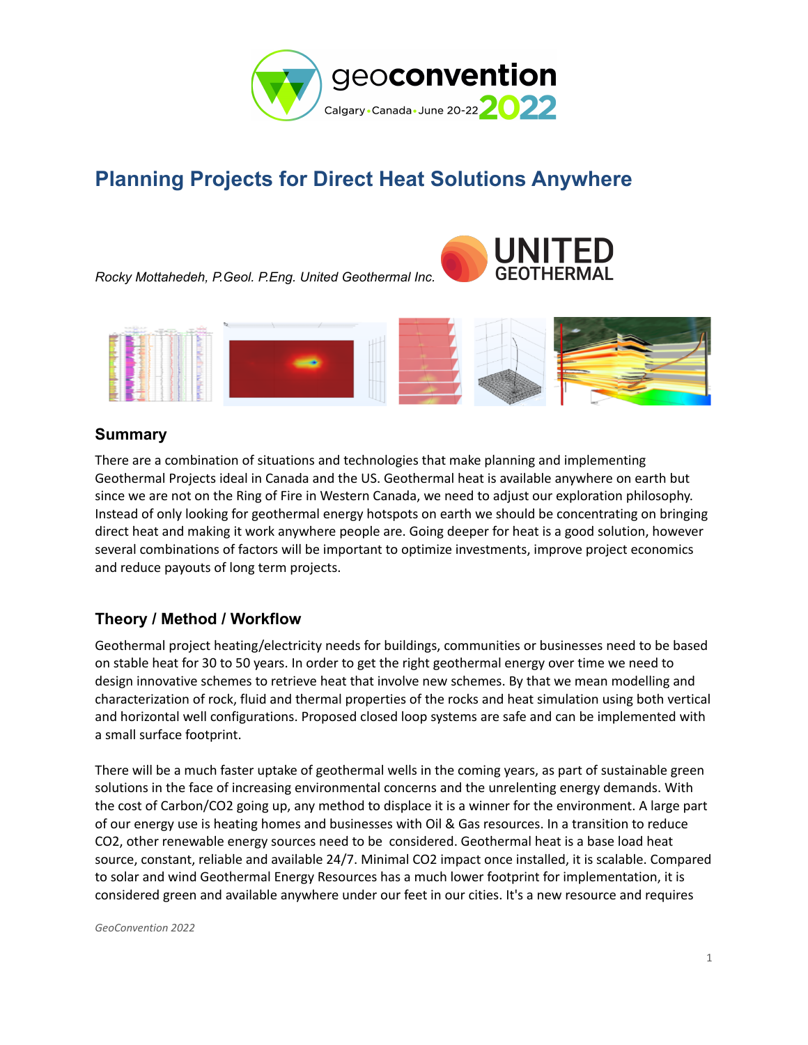# Planning Projects for Direct Heat Solutions Anywhere

*Rocky Mottahedeh, P.Geol. P.Eng. United Geothermal Inc.*

## Summary

There are a combination of situations and technologies that make planning and implementing Geothermal Projects ideal in Canada and the US. Geothermal heat is available anywhere on earth but since we are not on the Ring of Fire in Western Canada, we need to adjust our exploration philosophy. Instead of only looking for geothermal energy hotspots on earth we should be concentrating on bringing direct heat and making it work anywhere people are. Going deeper for heat is a good solution, however several combinations of factors will be important to optimize investments, improve project economics and reduce payouts of long term projects.

## Theory / Method / Workflow

Geothermal project heating/electricity needs for buildings, communities or businesses need to be based on stable heat for 30 to 50 years. In order to get the right geothermal energy over time we need to design innovative schemes to retrieve heat that involve new schemes. By that we mean modelling and characterization of rock, fluid and thermal properties of the rocks and heat simulation using both vertical and horizontal well configurations. Proposed closed loop systems are safe and can be implemented with a small surface footprint.

There will be a much faster uptake of geothermal wells in the coming years, as part of sustainable green solutions in the face of increasing environmental concerns and the unrelenting energy demands. With the cost of Carbon/$CO_2$ going up, any method to displace it is a winner for the environment. A large part of our energy use is heating homes and businesses with Oil & Gas resources. In a transition to reduce $CO_2$, other renewable energy sources need to be considered. Geothermal heat is a base load heat source, constant, reliable and available 24/7. Minimal $CO_2$ impact once installed, it is scalable. Compared to solar and wind Geothermal Energy Resources has a much lower footprint for implementation, it is considered green and available anywhere under our feet in our cities. It's a new resource and requires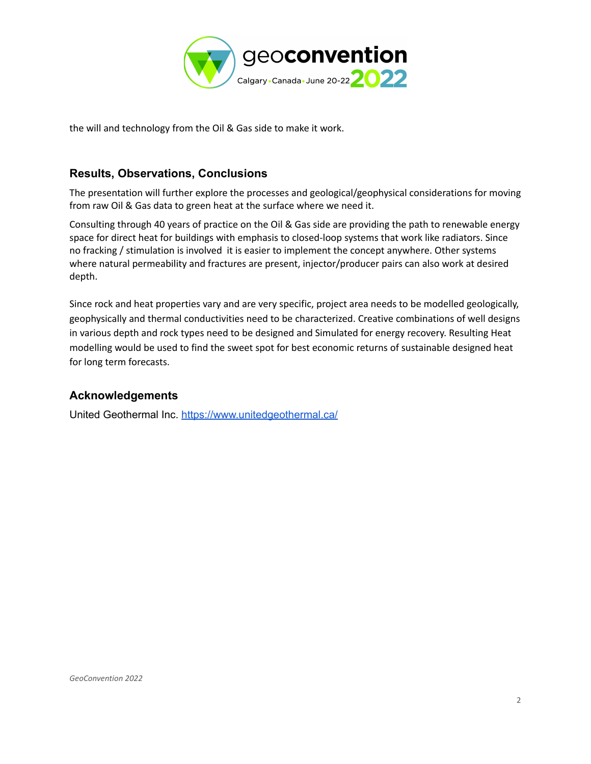the will and technology from the Oil & Gas side to make it work.

## Results, Observations, Conclusions

The presentation will further explore the processes and geological/geophysical considerations for moving from raw Oil & Gas data to green heat at the surface where we need it.

Consulting through 40 years of practice on the Oil & Gas side are providing the path to renewable energy space for direct heat for buildings with emphasis to closed-loop systems that work like radiators. Since no fracking / stimulation is involved it is easier to implement the concept anywhere. Other systems where natural permeability and fractures are present, injector/producer pairs can also work at desired depth.

Since rock and heat properties vary and are very specific, project area needs to be modelled geologically, geophysically and thermal conductivities need to be characterized. Creative combinations of well designs in various depth and rock types need to be designed and Simulated for energy recovery. Resulting Heat modelling would be used to find the sweet spot for best economic returns of sustainable designed heat for long term forecasts.

## Acknowledgements

United Geothermal Inc. https://www.unitedgeothermal.ca/